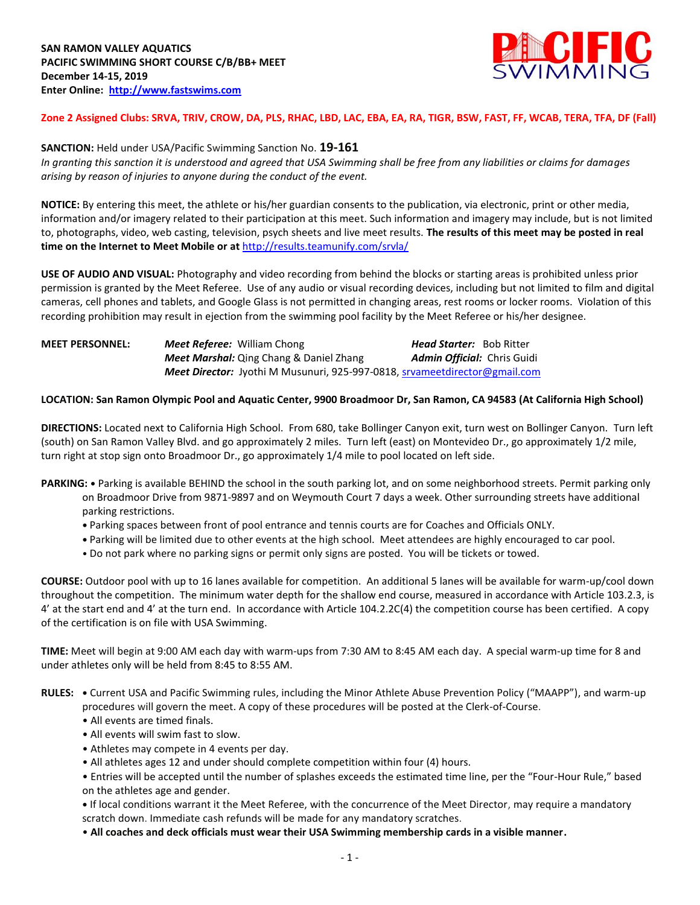**SAN RAMON VALLEY AQUATICS**
**PACIFIC SWIMMING SHORT COURSE C/B/BB+ MEET**
**December 14-15, 2019**
**Enter Online: [http://www.fastswims.com](http://www.fastswims.com)**

**Zone 2 Assigned Clubs: SRVA, TRIV, CROW, DA, PLS, RHAC, LBD, LAC, EBA, EA, RA, TIGR, BSW, FAST, FF, WCAB, TERA, TFA, DF (Fall)**

**SANCTION:** Held under USA/Pacific Swimming Sanction No. **19-161**
*In granting this sanction it is understood and agreed that USA Swimming shall be free from any liabilities or claims for damages arising by reason of injuries to anyone during the conduct of the event.*

**NOTICE:** By entering this meet, the athlete or his/her guardian consents to the publication, via electronic, print or other media, information and/or imagery related to their participation at this meet. Such information and imagery may include, but is not limited to, photographs, video, web casting, television, psych sheets and live meet results. **The results of this meet may be posted in real time on the Internet to Meet Mobile or at** [http://results.teamunify.com/srvla/](http://results.teamunify.com/srvla/)

**USE OF AUDIO AND VISUAL:** Photography and video recording from behind the blocks or starting areas is prohibited unless prior permission is granted by the Meet Referee. Use of any audio or visual recording devices, including but not limited to film and digital cameras, cell phones and tablets, and Google Glass is not permitted in changing areas, rest rooms or locker rooms. Violation of this recording prohibition may result in ejection from the swimming pool facility by the Meet Referee or his/her designee.

**MEET PERSONNEL:**
***Meet Referee:*** William Chong — ***Head Starter:*** Bob Ritter
***Meet Marshal:*** Qing Chang & Daniel Zhang — ***Admin Official:*** Chris Guidi
***Meet Director:*** Jyothi M Musunuri, 925-997-0818, [srvameetdirector@gmail.com](mailto:srvameetdirector@gmail.com)

**LOCATION: San Ramon Olympic Pool and Aquatic Center, 9900 Broadmoor Dr, San Ramon, CA 94583 (At California High School)**

**DIRECTIONS:** Located next to California High School. From 680, take Bollinger Canyon exit, turn west on Bollinger Canyon. Turn left (south) on San Ramon Valley Blvd. and go approximately 2 miles. Turn left (east) on Montevideo Dr., go approximately 1/2 mile, turn right at stop sign onto Broadmoor Dr., go approximately 1/4 mile to pool located on left side.

**PARKING:**
- Parking is available BEHIND the school in the south parking lot, and on some neighborhood streets. Permit parking only on Broadmoor Drive from 9871-9897 and on Weymouth Court 7 days a week. Other surrounding streets have additional parking restrictions.
- Parking spaces between front of pool entrance and tennis courts are for Coaches and Officials ONLY.
- Parking will be limited due to other events at the high school. Meet attendees are highly encouraged to car pool.
- Do not park where no parking signs or permit only signs are posted. You will be tickets or towed.

**COURSE:** Outdoor pool with up to 16 lanes available for competition. An additional 5 lanes will be available for warm-up/cool down throughout the competition. The minimum water depth for the shallow end course, measured in accordance with Article 103.2.3, is 4' at the start end and 4' at the turn end. In accordance with Article 104.2.2C(4) the competition course has been certified. A copy of the certification is on file with USA Swimming.

**TIME:** Meet will begin at 9:00 AM each day with warm-ups from 7:30 AM to 8:45 AM each day. A special warm-up time for 8 and under athletes only will be held from 8:45 to 8:55 AM.

**RULES:**
- Current USA and Pacific Swimming rules, including the Minor Athlete Abuse Prevention Policy ("MAAPP"), and warm-up procedures will govern the meet. A copy of these procedures will be posted at the Clerk-of-Course.
- All events are timed finals.
- All events will swim fast to slow.
- Athletes may compete in 4 events per day.
- All athletes ages 12 and under should complete competition within four (4) hours.
- Entries will be accepted until the number of splashes exceeds the estimated time line, per the "Four-Hour Rule," based on the athletes age and gender.
- If local conditions warrant it the Meet Referee, with the concurrence of the Meet Director, may require a mandatory scratch down. Immediate cash refunds will be made for any mandatory scratches.
- **All coaches and deck officials must wear their USA Swimming membership cards in a visible manner.**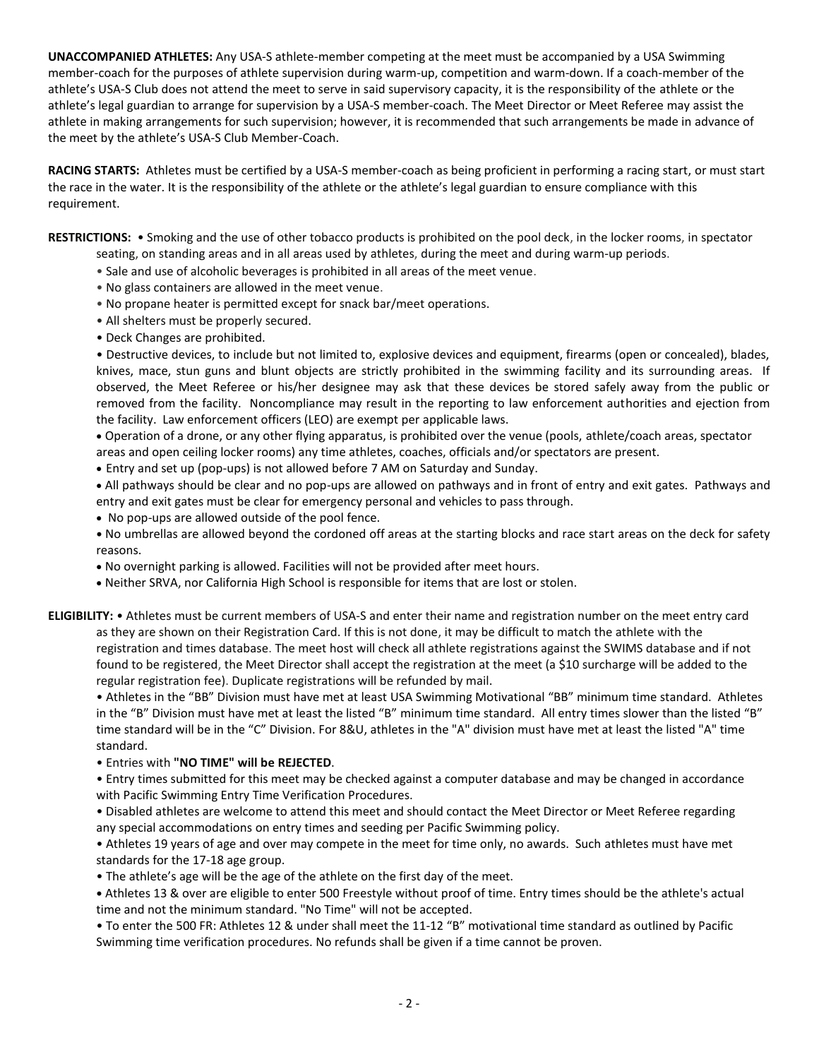**UNACCOMPANIED ATHLETES:** Any USA-S athlete-member competing at the meet must be accompanied by a USA Swimming member-coach for the purposes of athlete supervision during warm-up, competition and warm-down. If a coach-member of the athlete's USA-S Club does not attend the meet to serve in said supervisory capacity, it is the responsibility of the athlete or the athlete's legal guardian to arrange for supervision by a USA-S member-coach. The Meet Director or Meet Referee may assist the athlete in making arrangements for such supervision; however, it is recommended that such arrangements be made in advance of the meet by the athlete's USA-S Club Member-Coach.

**RACING STARTS:** Athletes must be certified by a USA-S member-coach as being proficient in performing a racing start, or must start the race in the water. It is the responsibility of the athlete or the athlete's legal guardian to ensure compliance with this requirement.

**RESTRICTIONS:**

- Smoking and the use of other tobacco products is prohibited on the pool deck, in the locker rooms, in spectator seating, on standing areas and in all areas used by athletes, during the meet and during warm-up periods.
- Sale and use of alcoholic beverages is prohibited in all areas of the meet venue.
- No glass containers are allowed in the meet venue.
- No propane heater is permitted except for snack bar/meet operations.
- All shelters must be properly secured.
- Deck Changes are prohibited.
- Destructive devices, to include but not limited to, explosive devices and equipment, firearms (open or concealed), blades, knives, mace, stun guns and blunt objects are strictly prohibited in the swimming facility and its surrounding areas. If observed, the Meet Referee or his/her designee may ask that these devices be stored safely away from the public or removed from the facility. Noncompliance may result in the reporting to law enforcement authorities and ejection from the facility. Law enforcement officers (LEO) are exempt per applicable laws.
- Operation of a drone, or any other flying apparatus, is prohibited over the venue (pools, athlete/coach areas, spectator areas and open ceiling locker rooms) any time athletes, coaches, officials and/or spectators are present.
- Entry and set up (pop-ups) is not allowed before 7 AM on Saturday and Sunday.
- All pathways should be clear and no pop-ups are allowed on pathways and in front of entry and exit gates. Pathways and entry and exit gates must be clear for emergency personal and vehicles to pass through.
- No pop-ups are allowed outside of the pool fence.
- No umbrellas are allowed beyond the cordoned off areas at the starting blocks and race start areas on the deck for safety reasons.
- No overnight parking is allowed. Facilities will not be provided after meet hours.
- Neither SRVA, nor California High School is responsible for items that are lost or stolen.

**ELIGIBILITY:**

- Athletes must be current members of USA-S and enter their name and registration number on the meet entry card as they are shown on their Registration Card. If this is not done, it may be difficult to match the athlete with the registration and times database. The meet host will check all athlete registrations against the SWIMS database and if not found to be registered, the Meet Director shall accept the registration at the meet (a $10 surcharge will be added to the regular registration fee). Duplicate registrations will be refunded by mail.
- Athletes in the "BB" Division must have met at least USA Swimming Motivational "BB" minimum time standard. Athletes in the "B" Division must have met at least the listed "B" minimum time standard. All entry times slower than the listed "B" time standard will be in the "C" Division. For 8&U, athletes in the "A" division must have met at least the listed "A" time standard.
- Entries with **"NO TIME" will be REJECTED**.
- Entry times submitted for this meet may be checked against a computer database and may be changed in accordance with Pacific Swimming Entry Time Verification Procedures.
- Disabled athletes are welcome to attend this meet and should contact the Meet Director or Meet Referee regarding any special accommodations on entry times and seeding per Pacific Swimming policy.
- Athletes 19 years of age and over may compete in the meet for time only, no awards. Such athletes must have met standards for the 17-18 age group.
- The athlete's age will be the age of the athlete on the first day of the meet.
- Athletes 13 & over are eligible to enter 500 Freestyle without proof of time. Entry times should be the athlete's actual time and not the minimum standard. "No Time" will not be accepted.
- To enter the 500 FR: Athletes 12 & under shall meet the 11-12 "B" motivational time standard as outlined by Pacific Swimming time verification procedures. No refunds shall be given if a time cannot be proven.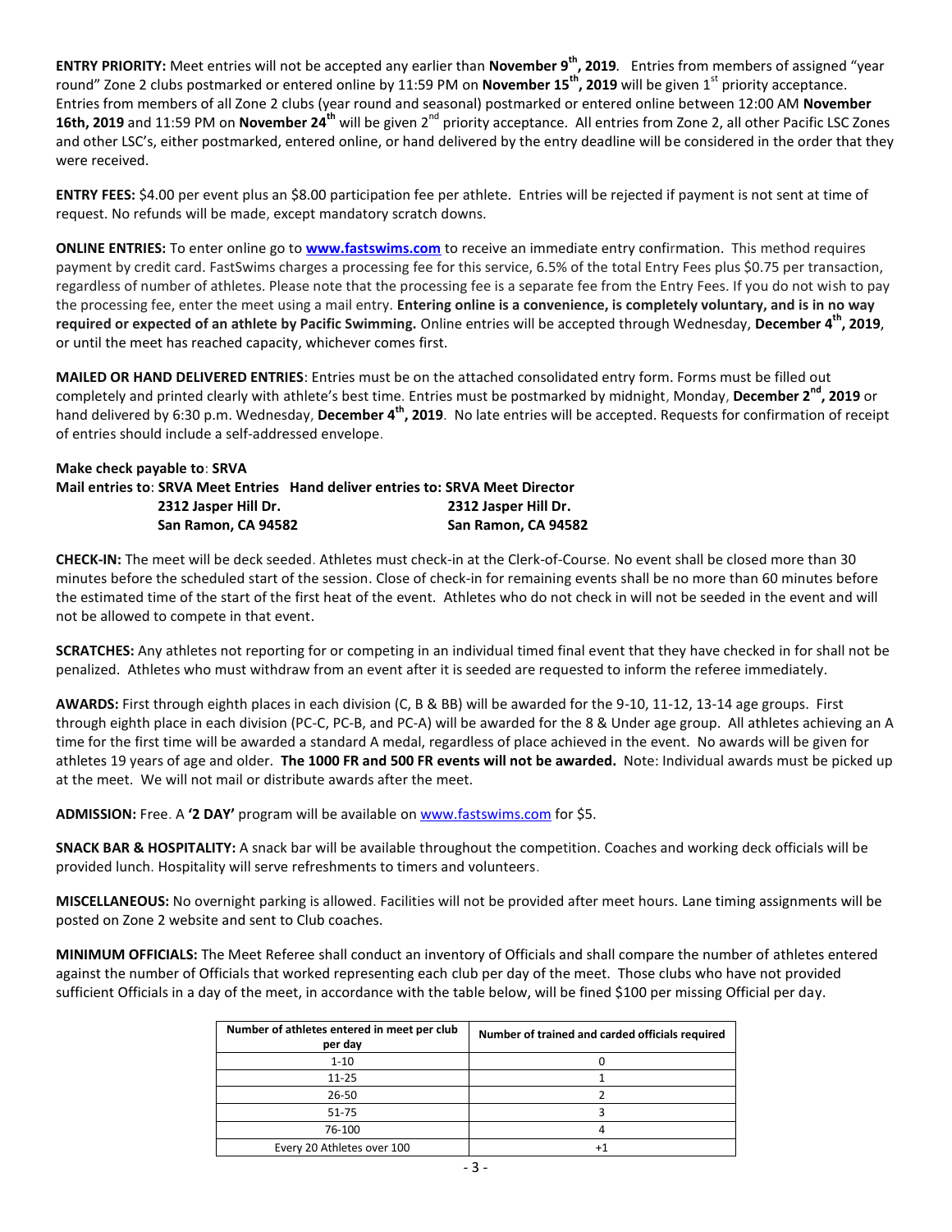**ENTRY PRIORITY:** Meet entries will not be accepted any earlier than **November 9th, 2019**. Entries from members of assigned "year round" Zone 2 clubs postmarked or entered online by 11:59 PM on **November 15th, 2019** will be given 1st priority acceptance. Entries from members of all Zone 2 clubs (year round and seasonal) postmarked or entered online between 12:00 AM **November 16th, 2019** and 11:59 PM on **November 24th** will be given 2nd priority acceptance. All entries from Zone 2, all other Pacific LSC Zones and other LSC's, either postmarked, entered online, or hand delivered by the entry deadline will be considered in the order that they were received.

**ENTRY FEES:** $4.00 per event plus an $8.00 participation fee per athlete. Entries will be rejected if payment is not sent at time of request. No refunds will be made, except mandatory scratch downs.

**ONLINE ENTRIES:** To enter online go to **www.fastswims.com** to receive an immediate entry confirmation. This method requires payment by credit card. FastSwims charges a processing fee for this service, 6.5% of the total Entry Fees plus $0.75 per transaction, regardless of number of athletes. Please note that the processing fee is a separate fee from the Entry Fees. If you do not wish to pay the processing fee, enter the meet using a mail entry. **Entering online is a convenience, is completely voluntary, and is in no way required or expected of an athlete by Pacific Swimming.** Online entries will be accepted through Wednesday, **December 4th, 2019**, or until the meet has reached capacity, whichever comes first.

**MAILED OR HAND DELIVERED ENTRIES**: Entries must be on the attached consolidated entry form. Forms must be filled out completely and printed clearly with athlete's best time. Entries must be postmarked by midnight, Monday, **December 2nd, 2019** or hand delivered by 6:30 p.m. Wednesday, **December 4th, 2019**. No late entries will be accepted. Requests for confirmation of receipt of entries should include a self-addressed envelope.

**Make check payable to**: **SRVA**

**Mail entries to**: **SRVA Meet Entries**
**2312 Jasper Hill Dr.**
**San Ramon, CA 94582**

**Hand deliver entries to: SRVA Meet Director**
**2312 Jasper Hill Dr.**
**San Ramon, CA 94582**

**CHECK-IN:** The meet will be deck seeded. Athletes must check-in at the Clerk-of-Course. No event shall be closed more than 30 minutes before the scheduled start of the session. Close of check-in for remaining events shall be no more than 60 minutes before the estimated time of the start of the first heat of the event. Athletes who do not check in will not be seeded in the event and will not be allowed to compete in that event.

**SCRATCHES:** Any athletes not reporting for or competing in an individual timed final event that they have checked in for shall not be penalized. Athletes who must withdraw from an event after it is seeded are requested to inform the referee immediately.

**AWARDS:** First through eighth places in each division (C, B & BB) will be awarded for the 9-10, 11-12, 13-14 age groups. First through eighth place in each division (PC-C, PC-B, and PC-A) will be awarded for the 8 & Under age group. All athletes achieving an A time for the first time will be awarded a standard A medal, regardless of place achieved in the event. No awards will be given for athletes 19 years of age and older. **The 1000 FR and 500 FR events will not be awarded.** Note: Individual awards must be picked up at the meet. We will not mail or distribute awards after the meet.

**ADMISSION:** Free. A **'2 DAY'** program will be available on www.fastswims.com for $5.

**SNACK BAR & HOSPITALITY:** A snack bar will be available throughout the competition. Coaches and working deck officials will be provided lunch. Hospitality will serve refreshments to timers and volunteers.

**MISCELLANEOUS:** No overnight parking is allowed. Facilities will not be provided after meet hours. Lane timing assignments will be posted on Zone 2 website and sent to Club coaches.

**MINIMUM OFFICIALS:** The Meet Referee shall conduct an inventory of Officials and shall compare the number of athletes entered against the number of Officials that worked representing each club per day of the meet. Those clubs who have not provided sufficient Officials in a day of the meet, in accordance with the table below, will be fined $100 per missing Official per day.

| Number of athletes entered in meet per club per day | Number of trained and carded officials required |
|---|---|
| 1-10 | 0 |
| 11-25 | 1 |
| 26-50 | 2 |
| 51-75 | 3 |
| 76-100 | 4 |
| Every 20 Athletes over 100 | +1 |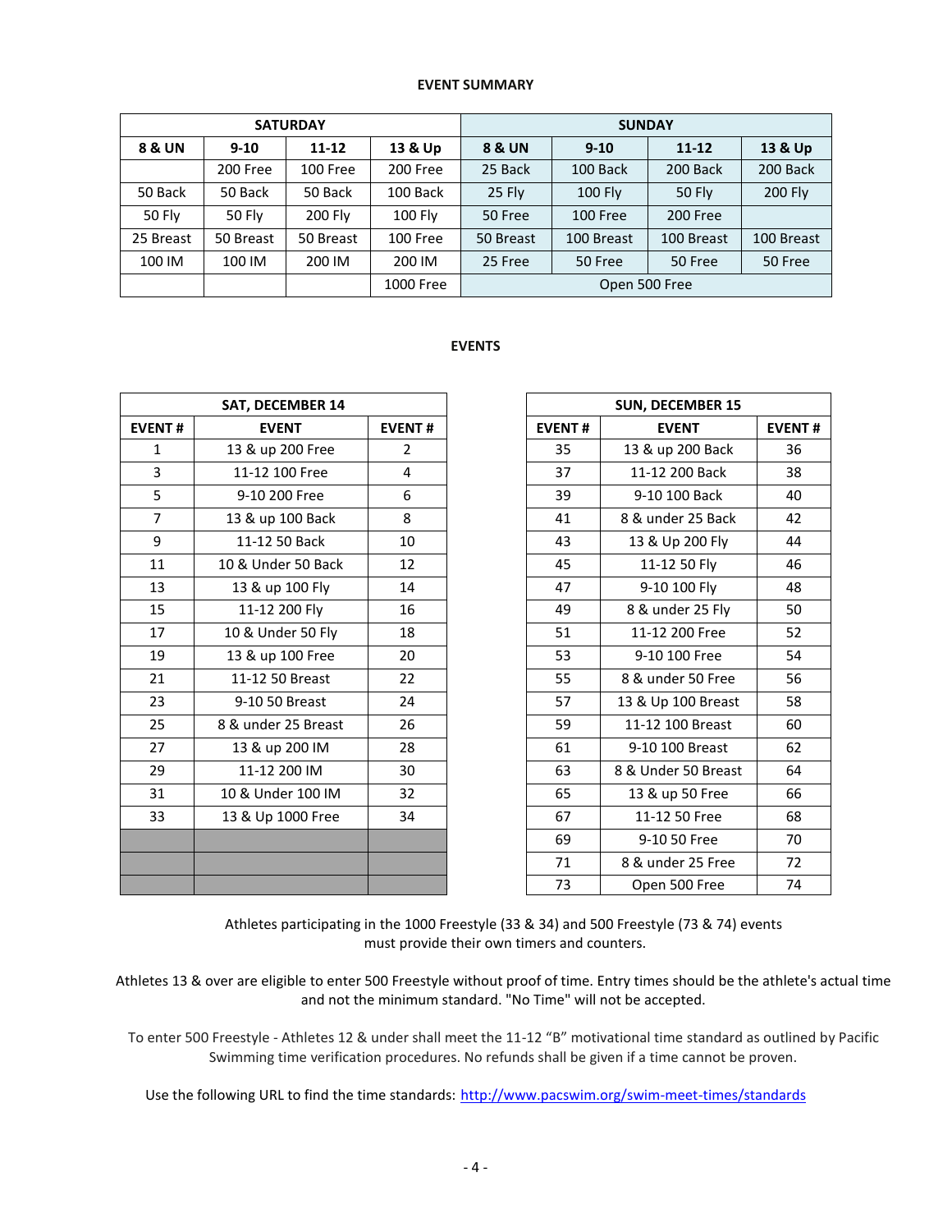**EVENT SUMMARY**

| SATURDAY | | | | SUNDAY | | | |
|---|---|---|---|---|---|---|---|
| 8 & UN | 9-10 | 11-12 | 13 & Up | 8 & UN | 9-10 | 11-12 | 13 & Up |
| | 200 Free | 100 Free | 200 Free | 25 Back | 100 Back | 200 Back | 200 Back |
| 50 Back | 50 Back | 50 Back | 100 Back | 25 Fly | 100 Fly | 50 Fly | 200 Fly |
| 50 Fly | 50 Fly | 200 Fly | 100 Fly | 50 Free | 100 Free | 200 Free | |
| 25 Breast | 50 Breast | 50 Breast | 100 Free | 50 Breast | 100 Breast | 100 Breast | 100 Breast |
| 100 IM | 100 IM | 200 IM | 200 IM | 25 Free | 50 Free | 50 Free | 50 Free |
| | | | 1000 Free | Open 500 Free | | | |

**EVENTS**

| SAT, DECEMBER 14 | | |
|---|---|---|
| EVENT # | EVENT | EVENT # |
| 1 | 13 & up 200 Free | 2 |
| 3 | 11-12 100 Free | 4 |
| 5 | 9-10 200 Free | 6 |
| 7 | 13 & up 100 Back | 8 |
| 9 | 11-12 50 Back | 10 |
| 11 | 10 & Under 50 Back | 12 |
| 13 | 13 & up 100 Fly | 14 |
| 15 | 11-12 200 Fly | 16 |
| 17 | 10 & Under 50 Fly | 18 |
| 19 | 13 & up 100 Free | 20 |
| 21 | 11-12 50 Breast | 22 |
| 23 | 9-10 50 Breast | 24 |
| 25 | 8 & under 25 Breast | 26 |
| 27 | 13 & up 200 IM | 28 |
| 29 | 11-12 200 IM | 30 |
| 31 | 10 & Under 100 IM | 32 |
| 33 | 13 & Up 1000 Free | 34 |

| SUN, DECEMBER 15 | | |
|---|---|---|
| EVENT # | EVENT | EVENT # |
| 35 | 13 & up 200 Back | 36 |
| 37 | 11-12 200 Back | 38 |
| 39 | 9-10 100 Back | 40 |
| 41 | 8 & under 25 Back | 42 |
| 43 | 13 & Up 200 Fly | 44 |
| 45 | 11-12 50 Fly | 46 |
| 47 | 9-10 100 Fly | 48 |
| 49 | 8 & under 25 Fly | 50 |
| 51 | 11-12 200 Free | 52 |
| 53 | 9-10 100 Free | 54 |
| 55 | 8 & under 50 Free | 56 |
| 57 | 13 & Up 100 Breast | 58 |
| 59 | 11-12 100 Breast | 60 |
| 61 | 9-10 100 Breast | 62 |
| 63 | 8 & Under 50 Breast | 64 |
| 65 | 13 & up 50 Free | 66 |
| 67 | 11-12 50 Free | 68 |
| 69 | 9-10 50 Free | 70 |
| 71 | 8 & under 25 Free | 72 |
| 73 | Open 500 Free | 74 |

Athletes participating in the 1000 Freestyle (33 & 34) and 500 Freestyle (73 & 74) events must provide their own timers and counters.

Athletes 13 & over are eligible to enter 500 Freestyle without proof of time. Entry times should be the athlete's actual time and not the minimum standard. "No Time" will not be accepted.

To enter 500 Freestyle - Athletes 12 & under shall meet the 11-12 "B" motivational time standard as outlined by Pacific Swimming time verification procedures. No refunds shall be given if a time cannot be proven.

Use the following URL to find the time standards: http://www.pacswim.org/swim-meet-times/standards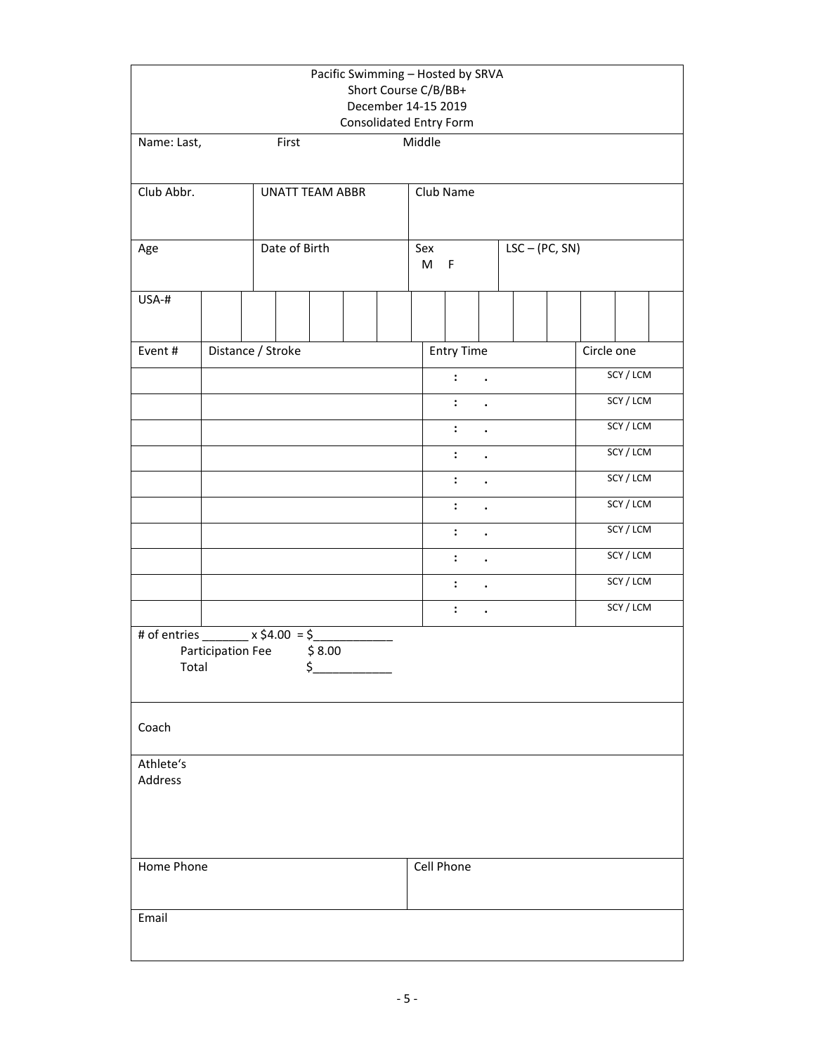Pacific Swimming – Hosted by SRVA
Short Course C/B/BB+
December 14-15 2019
Consolidated Entry Form

| | | | |
|---|---|---|---|
| Name: Last, | First | Middle | |
| Club Abbr. | UNATT TEAM ABBR | Club Name | |
| Age | Date of Birth | Sex M F | LSC – (PC, SN) |
| USA-# | | | |

| Event # | Distance / Stroke | Entry Time | Circle one |
|---|---|---|---|
| | | : . | SCY / LCM |
| | | : . | SCY / LCM |
| | | : . | SCY / LCM |
| | | : . | SCY / LCM |
| | | : . | SCY / LCM |
| | | : . | SCY / LCM |
| | | : . | SCY / LCM |
| | | : . | SCY / LCM |
| | | : . | SCY / LCM |
| | | : . | SCY / LCM |

# of entries _______ x $4.00 = $____________
Participation Fee $ 8.00
Total $____________

| | |
|---|---|
| Coach | |
| Athlete's Address | |
| Home Phone | Cell Phone |
| Email | |